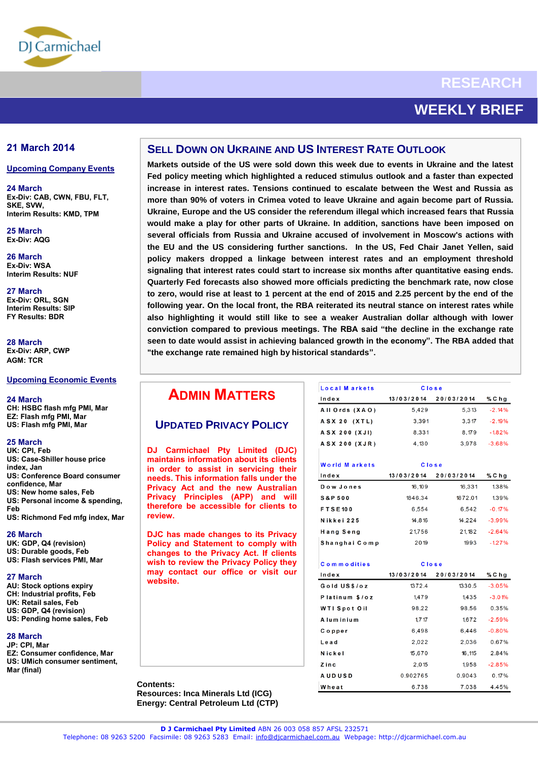# RESEARCH

# WEEKLY BRIEF

**21 March 2014**

## Upcoming Company Events

**24 March**
Ex-Div: CAB, CWN, FBU, FLT, SKE, SVW,
Interim Results: KMD, TPM

**25 March**
Ex-Div: AQG

**26 March**
Ex-Div: WSA
Interim Results: NUF

**27 March**
Ex-Div: ORL, SGN
Interim Results: SIP
FY Results: BDR

**28 March**
Ex-Div: ARP, CWP
AGM: TCR

## Upcoming Economic Events

**24 March**
CH: HSBC flash mfg PMI, Mar
EZ: Flash mfg PMI, Mar
US: Flash mfg PMI, Mar

**25 March**
UK: CPI, Feb
US: Case-Shiller house price index, Jan
US: Conference Board consumer confidence, Mar
US: New home sales, Feb
US: Personal income & spending, Feb
US: Richmond Fed mfg index, Mar

**26 March**
UK: GDP, Q4 (revision)
US: Durable goods, Feb
US: Flash services PMI, Mar

**27 March**
AU: Stock options expiry
CH: Industrial profits, Feb
UK: Retail sales, Feb
US: GDP, Q4 (revision)
US: Pending home sales, Feb

**28 March**
JP: CPI, Mar
EZ: Consumer confidence, Mar
US: UMich consumer sentiment, Mar (final)

## Sell Down on Ukraine and US Interest Rate Outlook

**Markets outside of the US were sold down this week due to events in Ukraine and the latest Fed policy meeting which highlighted a reduced stimulus outlook and a faster than expected increase in interest rates. Tensions continued to escalate between the West and Russia as more than 90% of voters in Crimea voted to leave Ukraine and again become part of Russia. Ukraine, Europe and the US consider the referendum illegal which increased fears that Russia would make a play for other parts of Ukraine. In addition, sanctions have been imposed on several officials from Russia and Ukraine accused of involvement in Moscow's actions with the EU and the US considering further sanctions. In the US, Fed Chair Janet Yellen, said policy makers dropped a linkage between interest rates and an employment threshold signaling that interest rates could start to increase six months after quantitative easing ends. Quarterly Fed forecasts also showed more officials predicting the benchmark rate, now close to zero, would rise at least to 1 percent at the end of 2015 and 2.25 percent by the end of the following year. On the local front, the RBA reiterated its neutral stance on interest rates while also highlighting it would still like to see a weaker Australian dollar although with lower conviction compared to previous meetings. The RBA said "the decline in the exchange rate seen to date would assist in achieving balanced growth in the economy". The RBA added that "the exchange rate remained high by historical standards".**

## Admin Matters

### Updated Privacy Policy

**DJ Carmichael Pty Limited (DJC) maintains information about its clients in order to assist in servicing their needs. This information falls under the Privacy Act and the new Australian Privacy Principles (APP) and will therefore be accessible for clients to review.**

**DJC has made changes to its Privacy Policy and Statement to comply with changes to the Privacy Act. If clients wish to review the Privacy Policy they may contact our office or visit our website.**

| Local Markets | Close | | |
|---|---|---|---|
| Index | 13/03/2014 | 20/03/2014 | %Chg |
| All Ords (XAO) | 5,429 | 5,313 | -2.14% |
| ASX 20 (XTL) | 3,391 | 3,317 | -2.19% |
| ASX 200 (XJI) | 8,331 | 8,179 | -1.82% |
| ASX 200 (XJR) | 4,130 | 3,978 | -3.68% |

| World Markets | Close | | |
|---|---|---|---|
| Index | 13/03/2014 | 20/03/2014 | %Chg |
| Dow Jones | 16,109 | 16,331 | 1.38% |
| S&P 500 | 1846.34 | 1872.01 | 1.39% |
| FTSE100 | 6,554 | 6,542 | -0.17% |
| Nikkei 225 | 14,816 | 14,224 | -3.99% |
| Hang Seng | 21,756 | 21,182 | -2.64% |
| Shanghai Comp | 2019 | 1993 | -1.27% |

| Commodities | Close | | |
|---|---|---|---|
| Index | 13/03/2014 | 20/03/2014 | %Chg |
| Gold US$/oz | 1372.4 | 1330.5 | -3.05% |
| Platinum $/oz | 1,479 | 1,435 | -3.01% |
| WTI Spot Oil | 98.22 | 98.56 | 0.35% |
| Aluminium | 1,717 | 1,672 | -2.59% |
| Copper | 6,498 | 6,446 | -0.80% |
| Lead | 2,022 | 2,036 | 0.67% |
| Nickel | 15,670 | 16,115 | 2.84% |
| Zinc | 2,015 | 1,958 | -2.85% |
| AUDUSD | 0.902765 | 0.9043 | 0.17% |
| Wheat | 6.738 | 7.038 | 4.45% |

**Contents:**
**Resources: Inca Minerals Ltd (ICG)**
**Energy: Central Petroleum Ltd (CTP)**

**D J Carmichael Pty Limited** ABN 26 003 058 857 AFSL 232571
Telephone: 08 9263 5200 Facsimile: 08 9263 5283 Email: info@djcarmichael.com.au Webpage: http://djcarmichael.com.au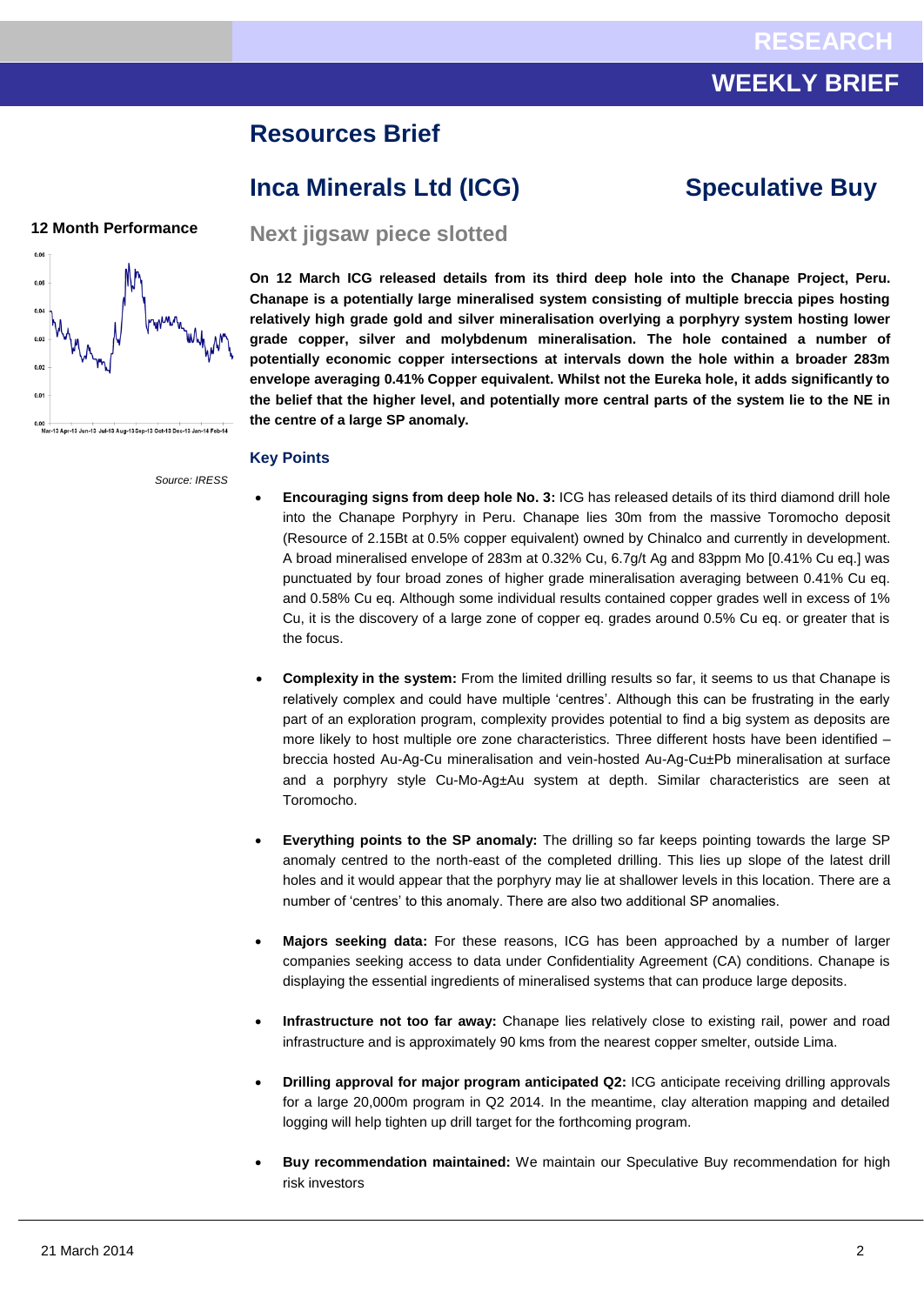# Resources Brief

## Inca Minerals Ltd (ICG) — Speculative Buy

### Next jigsaw piece slotted

**12 Month Performance**

Source: IRESS

**On 12 March ICG released details from its third deep hole into the Chanape Project, Peru. Chanape is a potentially large mineralised system consisting of multiple breccia pipes hosting relatively high grade gold and silver mineralisation overlying a porphyry system hosting lower grade copper, silver and molybdenum mineralisation. The hole contained a number of potentially economic copper intersections at intervals down the hole within a broader 283m envelope averaging 0.41% Copper equivalent. Whilst not the Eureka hole, it adds significantly to the belief that the higher level, and potentially more central parts of the system lie to the NE in the centre of a large SP anomaly.**

### Key Points

- **Encouraging signs from deep hole No. 3:** ICG has released details of its third diamond drill hole into the Chanape Porphyry in Peru. Chanape lies 30m from the massive Toromocho deposit (Resource of 2.15Bt at 0.5% copper equivalent) owned by Chinalco and currently in development. A broad mineralised envelope of 283m at 0.32% Cu, 6.7g/t Ag and 83ppm Mo [0.41% Cu eq.] was punctuated by four broad zones of higher grade mineralisation averaging between 0.41% Cu eq. and 0.58% Cu eq. Although some individual results contained copper grades well in excess of 1% Cu, it is the discovery of a large zone of copper eq. grades around 0.5% Cu eq. or greater that is the focus.

- **Complexity in the system:** From the limited drilling results so far, it seems to us that Chanape is relatively complex and could have multiple 'centres'. Although this can be frustrating in the early part of an exploration program, complexity provides potential to find a big system as deposits are more likely to host multiple ore zone characteristics. Three different hosts have been identified – breccia hosted Au-Ag-Cu mineralisation and vein-hosted Au-Ag-Cu±Pb mineralisation at surface and a porphyry style Cu-Mo-Ag±Au system at depth. Similar characteristics are seen at Toromocho.

- **Everything points to the SP anomaly:** The drilling so far keeps pointing towards the large SP anomaly centred to the north-east of the completed drilling. This lies up slope of the latest drill holes and it would appear that the porphyry may lie at shallower levels in this location. There are a number of 'centres' to this anomaly. There are also two additional SP anomalies.

- **Majors seeking data:** For these reasons, ICG has been approached by a number of larger companies seeking access to data under Confidentiality Agreement (CA) conditions. Chanape is displaying the essential ingredients of mineralised systems that can produce large deposits.

- **Infrastructure not too far away:** Chanape lies relatively close to existing rail, power and road infrastructure and is approximately 90 kms from the nearest copper smelter, outside Lima.

- **Drilling approval for major program anticipated Q2:** ICG anticipate receiving drilling approvals for a large 20,000m program in Q2 2014. In the meantime, clay alteration mapping and detailed logging will help tighten up drill target for the forthcoming program.

- **Buy recommendation maintained:** We maintain our Speculative Buy recommendation for high risk investors

21 March 2014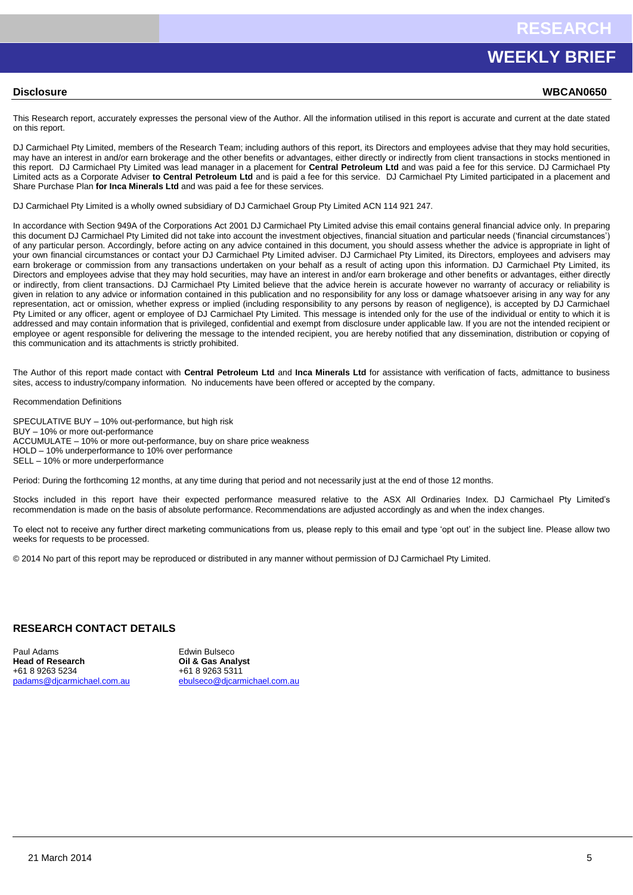## Disclosure

**WBCAN0650**

This Research report, accurately expresses the personal view of the Author. All the information utilised in this report is accurate and current at the date stated on this report.

DJ Carmichael Pty Limited, members of the Research Team; including authors of this report, its Directors and employees advise that they may hold securities, may have an interest in and/or earn brokerage and the other benefits or advantages, either directly or indirectly from client transactions in stocks mentioned in this report. DJ Carmichael Pty Limited was lead manager in a placement for **Central Petroleum Ltd** and was paid a fee for this service. DJ Carmichael Pty Limited acts as a Corporate Adviser **to Central Petroleum Ltd** and is paid a fee for this service. DJ Carmichael Pty Limited participated in a placement and Share Purchase Plan **for Inca Minerals Ltd** and was paid a fee for these services.

DJ Carmichael Pty Limited is a wholly owned subsidiary of DJ Carmichael Group Pty Limited ACN 114 921 247.

In accordance with Section 949A of the Corporations Act 2001 DJ Carmichael Pty Limited advise this email contains general financial advice only. In preparing this document DJ Carmichael Pty Limited did not take into account the investment objectives, financial situation and particular needs ('financial circumstances') of any particular person. Accordingly, before acting on any advice contained in this document, you should assess whether the advice is appropriate in light of your own financial circumstances or contact your DJ Carmichael Pty Limited adviser. DJ Carmichael Pty Limited, its Directors, employees and advisers may earn brokerage or commission from any transactions undertaken on your behalf as a result of acting upon this information. DJ Carmichael Pty Limited, its Directors and employees advise that they may hold securities, may have an interest in and/or earn brokerage and other benefits or advantages, either directly or indirectly, from client transactions. DJ Carmichael Pty Limited believe that the advice herein is accurate however no warranty of accuracy or reliability is given in relation to any advice or information contained in this publication and no responsibility for any loss or damage whatsoever arising in any way for any representation, act or omission, whether express or implied (including responsibility to any persons by reason of negligence), is accepted by DJ Carmichael Pty Limited or any officer, agent or employee of DJ Carmichael Pty Limited. This message is intended only for the use of the individual or entity to which it is addressed and may contain information that is privileged, confidential and exempt from disclosure under applicable law. If you are not the intended recipient or employee or agent responsible for delivering the message to the intended recipient, you are hereby notified that any dissemination, distribution or copying of this communication and its attachments is strictly prohibited.

The Author of this report made contact with **Central Petroleum Ltd** and **Inca Minerals Ltd** for assistance with verification of facts, admittance to business sites, access to industry/company information. No inducements have been offered or accepted by the company.

Recommendation Definitions

SPECULATIVE BUY – 10% out-performance, but high risk
BUY – 10% or more out-performance
ACCUMULATE – 10% or more out-performance, buy on share price weakness
HOLD – 10% underperformance to 10% over performance
SELL – 10% or more underperformance

Period: During the forthcoming 12 months, at any time during that period and not necessarily just at the end of those 12 months.

Stocks included in this report have their expected performance measured relative to the ASX All Ordinaries Index. DJ Carmichael Pty Limited's recommendation is made on the basis of absolute performance. Recommendations are adjusted accordingly as and when the index changes.

To elect not to receive any further direct marketing communications from us, please reply to this email and type 'opt out' in the subject line. Please allow two weeks for requests to be processed.

© 2014 No part of this report may be reproduced or distributed in any manner without permission of DJ Carmichael Pty Limited.

## RESEARCH CONTACT DETAILS

Paul Adams
**Head of Research**
+61 8 9263 5234
padams@djcarmichael.com.au

Edwin Bulseco
**Oil & Gas Analyst**
+61 8 9263 5311
ebulseco@djcarmichael.com.au